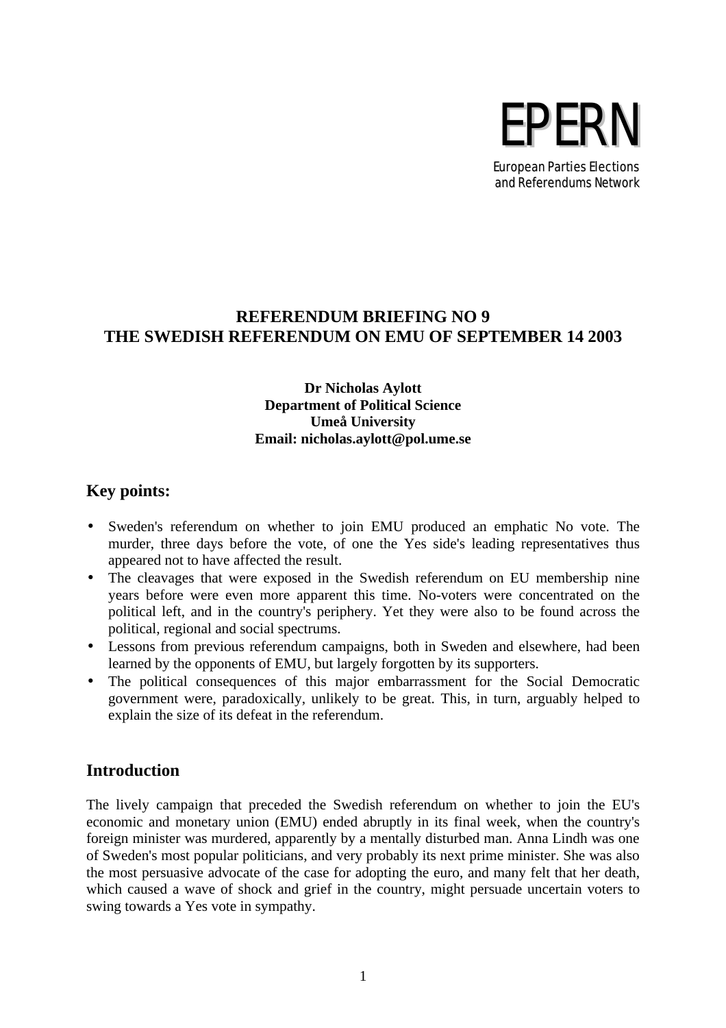EPERN

European Parties Elections and Referendums Network

**REFERENDUM BRIEFING NO 9**
**THE SWEDISH REFERENDUM ON EMU OF SEPTEMBER 14 2003**

**Dr Nicholas Aylott**
**Department of Political Science**
**Umeå University**
**Email: nicholas.aylott@pol.ume.se**

## Key points:

- Sweden's referendum on whether to join EMU produced an emphatic No vote. The murder, three days before the vote, of one the Yes side's leading representatives thus appeared not to have affected the result.
- The cleavages that were exposed in the Swedish referendum on EU membership nine years before were even more apparent this time. No-voters were concentrated on the political left, and in the country's periphery. Yet they were also to be found across the political, regional and social spectrums.
- Lessons from previous referendum campaigns, both in Sweden and elsewhere, had been learned by the opponents of EMU, but largely forgotten by its supporters.
- The political consequences of this major embarrassment for the Social Democratic government were, paradoxically, unlikely to be great. This, in turn, arguably helped to explain the size of its defeat in the referendum.

## Introduction

The lively campaign that preceded the Swedish referendum on whether to join the EU's economic and monetary union (EMU) ended abruptly in its final week, when the country's foreign minister was murdered, apparently by a mentally disturbed man. Anna Lindh was one of Sweden's most popular politicians, and very probably its next prime minister. She was also the most persuasive advocate of the case for adopting the euro, and many felt that her death, which caused a wave of shock and grief in the country, might persuade uncertain voters to swing towards a Yes vote in sympathy.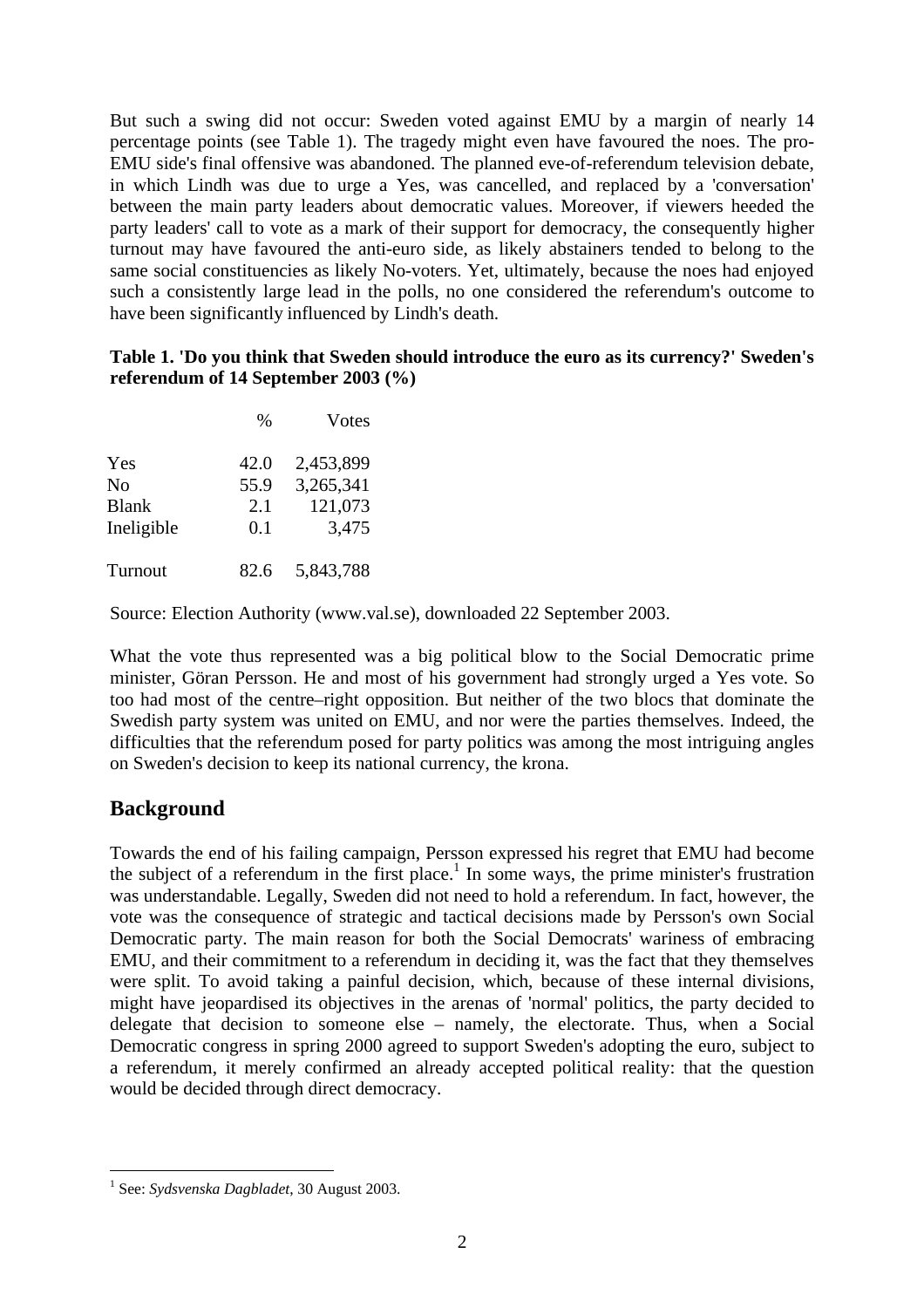But such a swing did not occur: Sweden voted against EMU by a margin of nearly 14 percentage points (see Table 1). The tragedy might even have favoured the noes. The pro-EMU side's final offensive was abandoned. The planned eve-of-referendum television debate, in which Lindh was due to urge a Yes, was cancelled, and replaced by a 'conversation' between the main party leaders about democratic values. Moreover, if viewers heeded the party leaders' call to vote as a mark of their support for democracy, the consequently higher turnout may have favoured the anti-euro side, as likely abstainers tended to belong to the same social constituencies as likely No-voters. Yet, ultimately, because the noes had enjoyed such a consistently large lead in the polls, no one considered the referendum's outcome to have been significantly influenced by Lindh's death.

**Table 1. 'Do you think that Sweden should introduce the euro as its currency?' Sweden's referendum of 14 September 2003 (%)**

| | % | Votes |
|---|---|---|
| Yes | 42.0 | 2,453,899 |
| No | 55.9 | 3,265,341 |
| Blank | 2.1 | 121,073 |
| Ineligible | 0.1 | 3,475 |
| Turnout | 82.6 | 5,843,788 |

Source: Election Authority (www.val.se), downloaded 22 September 2003.

What the vote thus represented was a big political blow to the Social Democratic prime minister, Göran Persson. He and most of his government had strongly urged a Yes vote. So too had most of the centre–right opposition. But neither of the two blocs that dominate the Swedish party system was united on EMU, and nor were the parties themselves. Indeed, the difficulties that the referendum posed for party politics was among the most intriguing angles on Sweden's decision to keep its national currency, the krona.

## Background

Towards the end of his failing campaign, Persson expressed his regret that EMU had become the subject of a referendum in the first place.[1] In some ways, the prime minister's frustration was understandable. Legally, Sweden did not need to hold a referendum. In fact, however, the vote was the consequence of strategic and tactical decisions made by Persson's own Social Democratic party. The main reason for both the Social Democrats' wariness of embracing EMU, and their commitment to a referendum in deciding it, was the fact that they themselves were split. To avoid taking a painful decision, which, because of these internal divisions, might have jeopardised its objectives in the arenas of 'normal' politics, the party decided to delegate that decision to someone else – namely, the electorate. Thus, when a Social Democratic congress in spring 2000 agreed to support Sweden's adopting the euro, subject to a referendum, it merely confirmed an already accepted political reality: that the question would be decided through direct democracy.

[1] See: *Sydsvenska Dagbladet*, 30 August 2003.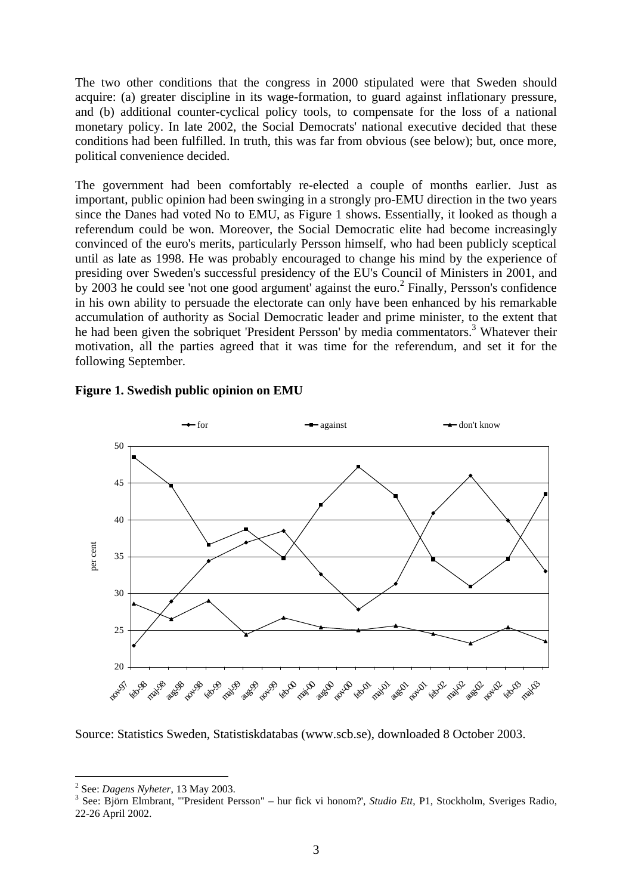The two other conditions that the congress in 2000 stipulated were that Sweden should acquire: (a) greater discipline in its wage-formation, to guard against inflationary pressure, and (b) additional counter-cyclical policy tools, to compensate for the loss of a national monetary policy. In late 2002, the Social Democrats' national executive decided that these conditions had been fulfilled. In truth, this was far from obvious (see below); but, once more, political convenience decided.

The government had been comfortably re-elected a couple of months earlier. Just as important, public opinion had been swinging in a strongly pro-EMU direction in the two years since the Danes had voted No to EMU, as Figure 1 shows. Essentially, it looked as though a referendum could be won. Moreover, the Social Democratic elite had become increasingly convinced of the euro's merits, particularly Persson himself, who had been publicly sceptical until as late as 1998. He was probably encouraged to change his mind by the experience of presiding over Sweden's successful presidency of the EU's Council of Ministers in 2001, and by 2003 he could see 'not one good argument' against the euro.[2] Finally, Persson's confidence in his own ability to persuade the electorate can only have been enhanced by his remarkable accumulation of authority as Social Democratic leader and prime minister, to the extent that he had been given the sobriquet 'President Persson' by media commentators.[3] Whatever their motivation, all the parties agreed that it was time for the referendum, and set it for the following September.

**Figure 1. Swedish public opinion on EMU**

Source: Statistics Sweden, Statistiskdatabas (www.scb.se), downloaded 8 October 2003.

---

[2] See: *Dagens Nyheter*, 13 May 2003.

[3] See: Björn Elmbrant, '"President Persson" – hur fick vi honom?', *Studio Ett*, P1, Stockholm, Sveriges Radio, 22-26 April 2002.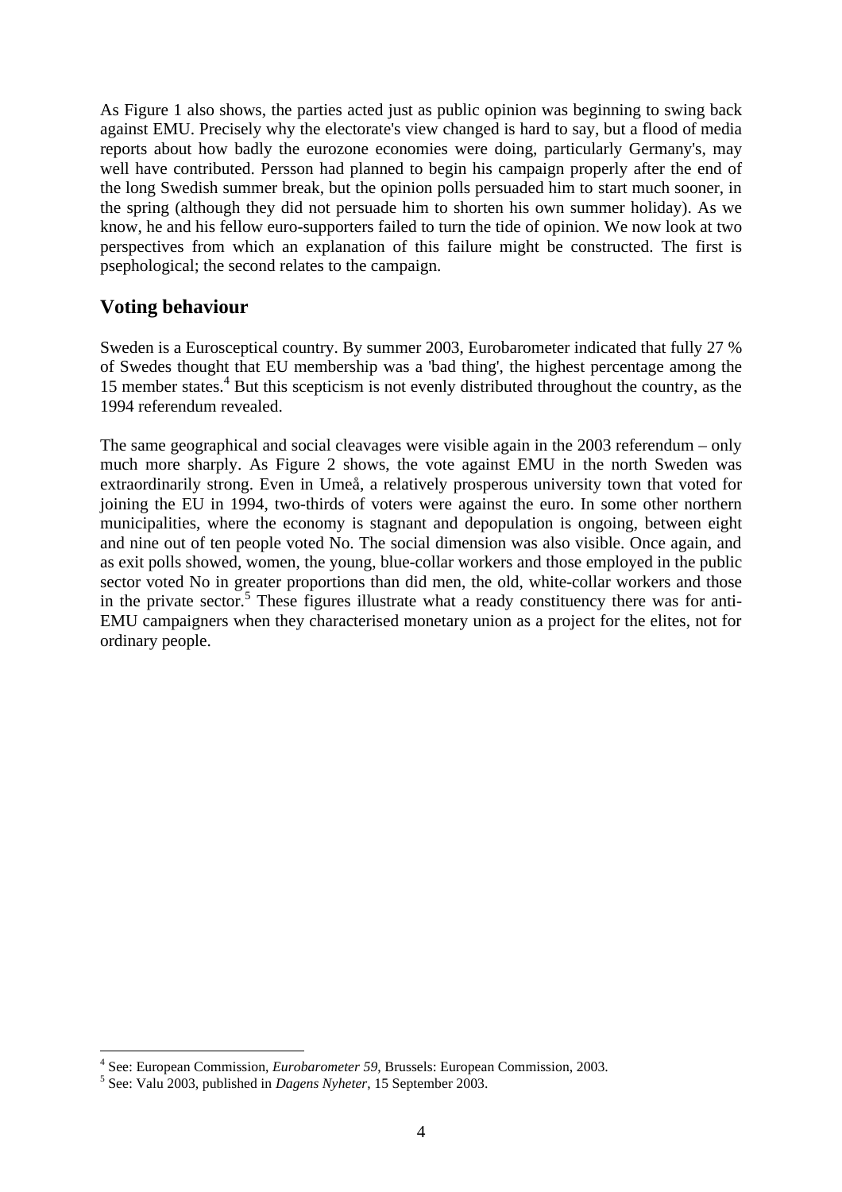As Figure 1 also shows, the parties acted just as public opinion was beginning to swing back against EMU. Precisely why the electorate's view changed is hard to say, but a flood of media reports about how badly the eurozone economies were doing, particularly Germany's, may well have contributed. Persson had planned to begin his campaign properly after the end of the long Swedish summer break, but the opinion polls persuaded him to start much sooner, in the spring (although they did not persuade him to shorten his own summer holiday). As we know, he and his fellow euro-supporters failed to turn the tide of opinion. We now look at two perspectives from which an explanation of this failure might be constructed. The first is psephological; the second relates to the campaign.

## Voting behaviour

Sweden is a Eurosceptical country. By summer 2003, Eurobarometer indicated that fully 27 % of Swedes thought that EU membership was a 'bad thing', the highest percentage among the 15 member states.[4] But this scepticism is not evenly distributed throughout the country, as the 1994 referendum revealed.

The same geographical and social cleavages were visible again in the 2003 referendum – only much more sharply. As Figure 2 shows, the vote against EMU in the north Sweden was extraordinarily strong. Even in Umeå, a relatively prosperous university town that voted for joining the EU in 1994, two-thirds of voters were against the euro. In some other northern municipalities, where the economy is stagnant and depopulation is ongoing, between eight and nine out of ten people voted No. The social dimension was also visible. Once again, and as exit polls showed, women, the young, blue-collar workers and those employed in the public sector voted No in greater proportions than did men, the old, white-collar workers and those in the private sector.[5] These figures illustrate what a ready constituency there was for anti-EMU campaigners when they characterised monetary union as a project for the elites, not for ordinary people.

---

[4] See: European Commission, *Eurobarometer 59*, Brussels: European Commission, 2003.

[5] See: Valu 2003, published in *Dagens Nyheter*, 15 September 2003.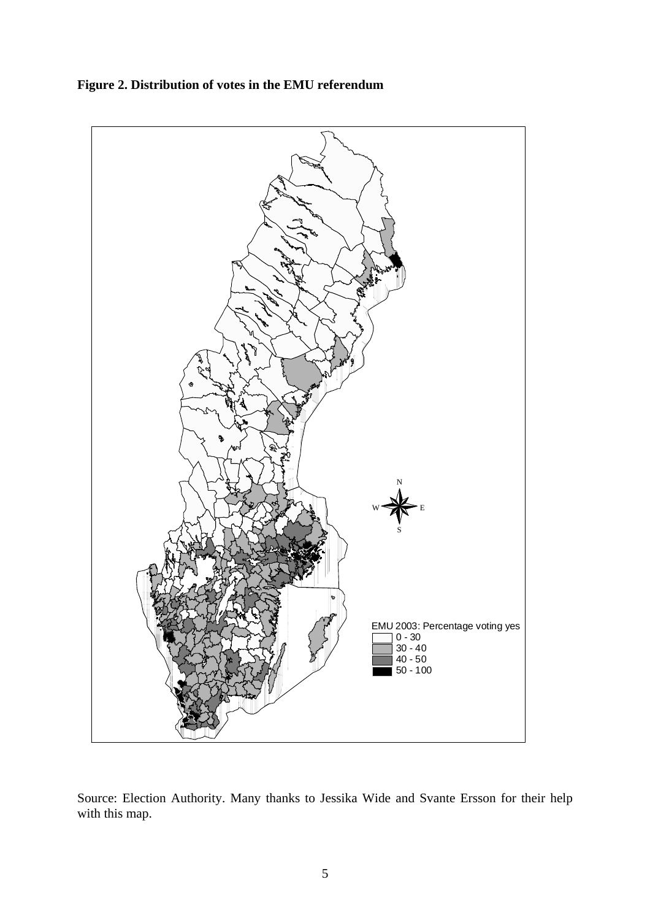**Figure 2. Distribution of votes in the EMU referendum**

Source: Election Authority. Many thanks to Jessika Wide and Svante Ersson for their help with this map.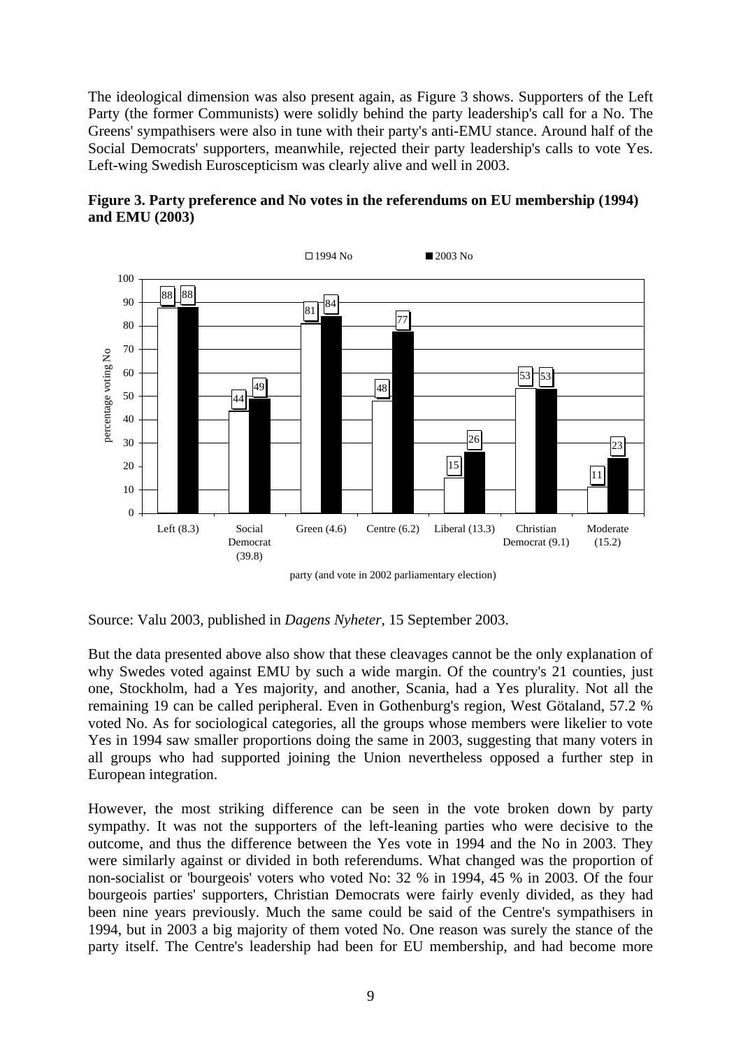The ideological dimension was also present again, as Figure 3 shows. Supporters of the Left Party (the former Communists) were solidly behind the party leadership's call for a No. The Greens' sympathisers were also in tune with their party's anti-EMU stance. Around half of the Social Democrats' supporters, meanwhile, rejected their party leadership's calls to vote Yes. Left-wing Swedish Euroscepticism was clearly alive and well in 2003.

**Figure 3. Party preference and No votes in the referendums on EU membership (1994) and EMU (2003)**

| party (and vote in 2002 parliamentary election) | 1994 No | 2003 No |
|---|---|---|
| Left (8.3) | 88 | 88 |
| Social Democrat (39.8) | 44 | 49 |
| Green (4.6) | 81 | 84 |
| Centre (6.2) | 48 | 77 |
| Liberal (13.3) | 15 | 26 |
| Christian Democrat (9.1) | 53 | 53 |
| Moderate (15.2) | 11 | 23 |

(percentage voting No)

Source: Valu 2003, published in *Dagens Nyheter*, 15 September 2003.

But the data presented above also show that these cleavages cannot be the only explanation of why Swedes voted against EMU by such a wide margin. Of the country's 21 counties, just one, Stockholm, had a Yes majority, and another, Scania, had a Yes plurality. Not all the remaining 19 can be called peripheral. Even in Gothenburg's region, West Götaland, 57.2 % voted No. As for sociological categories, all the groups whose members were likelier to vote Yes in 1994 saw smaller proportions doing the same in 2003, suggesting that many voters in all groups who had supported joining the Union nevertheless opposed a further step in European integration.

However, the most striking difference can be seen in the vote broken down by party sympathy. It was not the supporters of the left-leaning parties who were decisive to the outcome, and thus the difference between the Yes vote in 1994 and the No in 2003. They were similarly against or divided in both referendums. What changed was the proportion of non-socialist or 'bourgeois' voters who voted No: 32 % in 1994, 45 % in 2003. Of the four bourgeois parties' supporters, Christian Democrats were fairly evenly divided, as they had been nine years previously. Much the same could be said of the Centre's sympathisers in 1994, but in 2003 a big majority of them voted No. One reason was surely the stance of the party itself. The Centre's leadership had been for EU membership, and had become more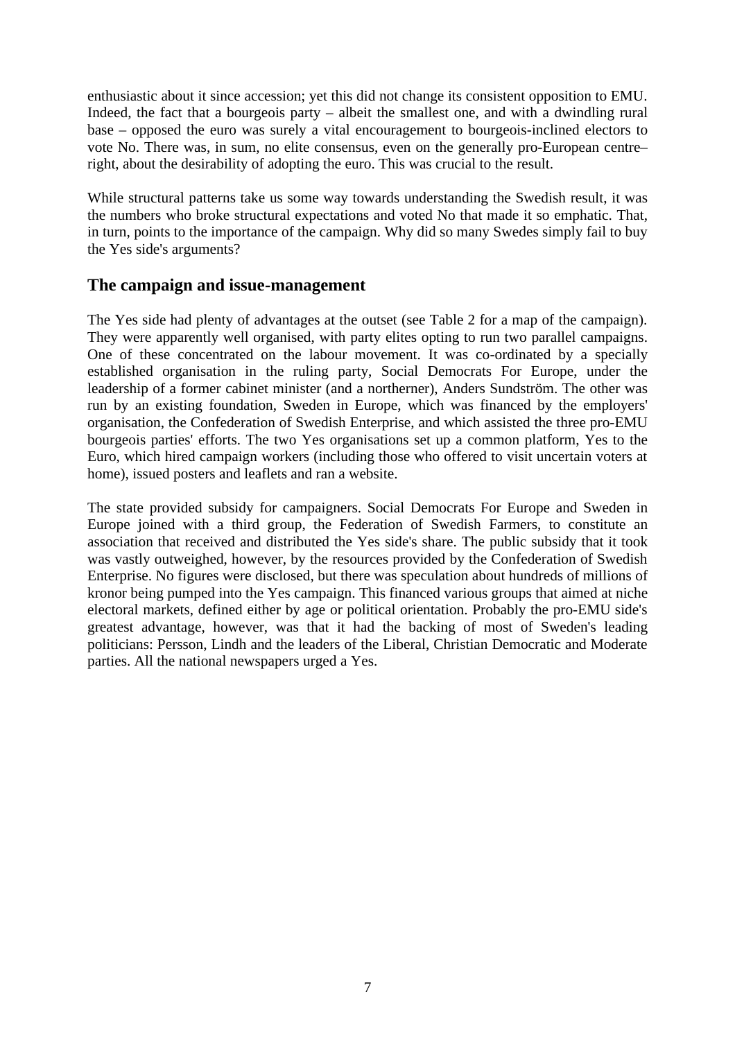enthusiastic about it since accession; yet this did not change its consistent opposition to EMU. Indeed, the fact that a bourgeois party – albeit the smallest one, and with a dwindling rural base – opposed the euro was surely a vital encouragement to bourgeois-inclined electors to vote No. There was, in sum, no elite consensus, even on the generally pro-European centre–right, about the desirability of adopting the euro. This was crucial to the result.

While structural patterns take us some way towards understanding the Swedish result, it was the numbers who broke structural expectations and voted No that made it so emphatic. That, in turn, points to the importance of the campaign. Why did so many Swedes simply fail to buy the Yes side's arguments?

## The campaign and issue-management

The Yes side had plenty of advantages at the outset (see Table 2 for a map of the campaign). They were apparently well organised, with party elites opting to run two parallel campaigns. One of these concentrated on the labour movement. It was co-ordinated by a specially established organisation in the ruling party, Social Democrats For Europe, under the leadership of a former cabinet minister (and a northerner), Anders Sundström. The other was run by an existing foundation, Sweden in Europe, which was financed by the employers' organisation, the Confederation of Swedish Enterprise, and which assisted the three pro-EMU bourgeois parties' efforts. The two Yes organisations set up a common platform, Yes to the Euro, which hired campaign workers (including those who offered to visit uncertain voters at home), issued posters and leaflets and ran a website.

The state provided subsidy for campaigners. Social Democrats For Europe and Sweden in Europe joined with a third group, the Federation of Swedish Farmers, to constitute an association that received and distributed the Yes side's share. The public subsidy that it took was vastly outweighed, however, by the resources provided by the Confederation of Swedish Enterprise. No figures were disclosed, but there was speculation about hundreds of millions of kronor being pumped into the Yes campaign. This financed various groups that aimed at niche electoral markets, defined either by age or political orientation. Probably the pro-EMU side's greatest advantage, however, was that it had the backing of most of Sweden's leading politicians: Persson, Lindh and the leaders of the Liberal, Christian Democratic and Moderate parties. All the national newspapers urged a Yes.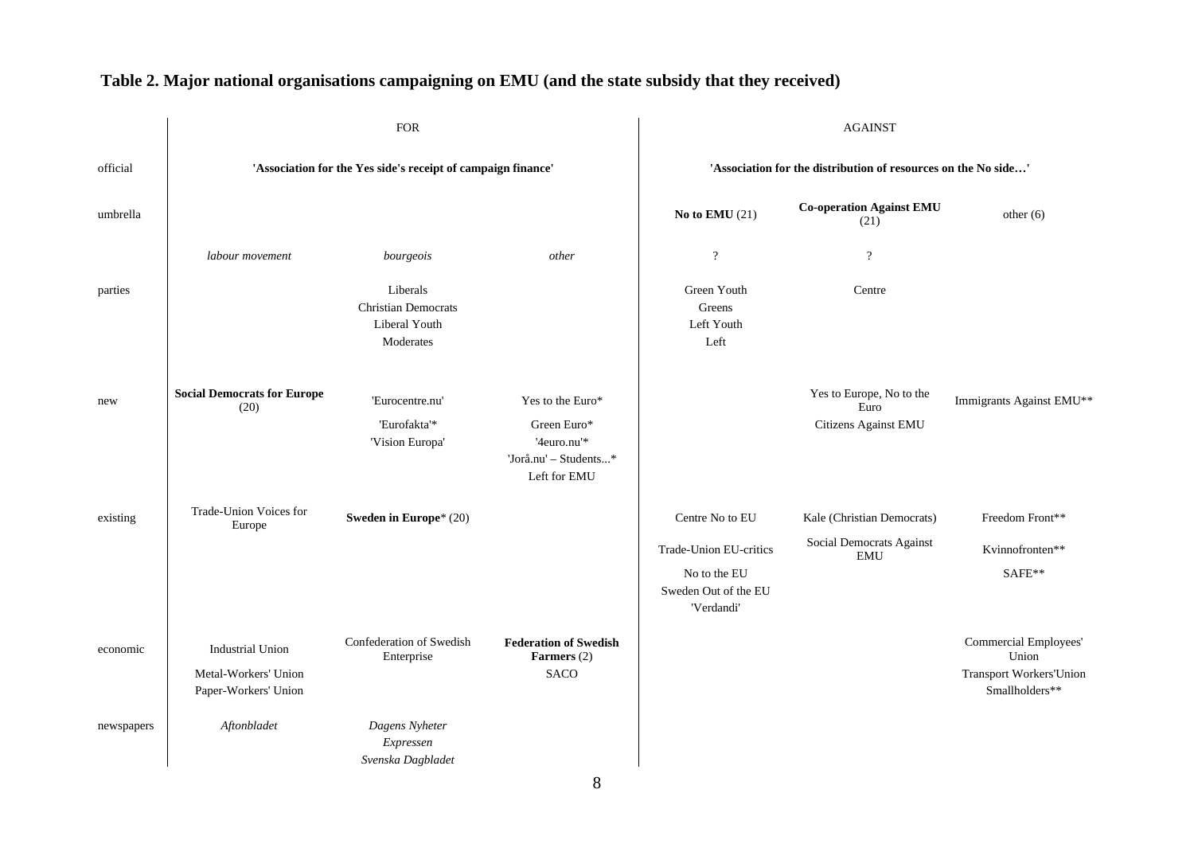**Table 2. Major national organisations campaigning on EMU (and the state subsidy that they received)**

| | FOR | | | AGAINST | | |
|---|---|---|---|---|---|---|
| official | **'Association for the Yes side's receipt of campaign finance'** | | | **'Association for the distribution of resources on the No side…'** | | |
| umbrella | | | | **No to EMU** (21) | **Co-operation Against EMU** (21) | other (6) |
| | *labour movement* | *bourgeois* | *other* | ? | ? | |
| parties | | Liberals<br>Christian Democrats<br>Liberal Youth<br>Moderates | | Green Youth<br>Greens<br>Left Youth<br>Left | Centre | |
| new | **Social Democrats for Europe** (20) | 'Eurocentre.nu'<br>'Eurofakta'*<br>'Vision Europa' | Yes to the Euro*<br>Green Euro*<br>'4euro.nu'*<br>'Jorå.nu' – Students...*<br>Left for EMU | | Yes to Europe, No to the Euro<br>Citizens Against EMU | Immigrants Against EMU** |
| existing | Trade-Union Voices for Europe | **Sweden in Europe*** (20) | | Centre No to EU<br>Trade-Union EU-critics<br>No to the EU<br>Sweden Out of the EU<br>'Verdandi' | Kale (Christian Democrats)<br>Social Democrats Against EMU | Freedom Front**<br>Kvinnofronten**<br>SAFE** |
| economic | Industrial Union<br>Metal-Workers' Union<br>Paper-Workers' Union | Confederation of Swedish Enterprise | **Federation of Swedish Farmers** (2)<br>SACO | | | Commercial Employees' Union<br>Transport Workers'Union<br>Smallholders** |
| newspapers | *Aftonbladet* | *Dagens Nyheter*<br>*Expressen*<br>*Svenska Dagbladet* | | | | |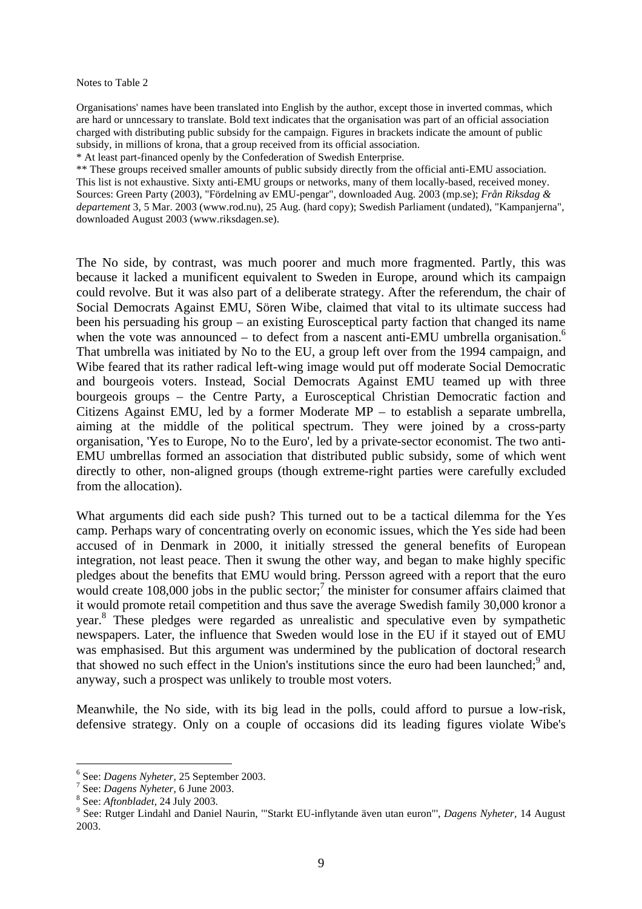Notes to Table 2

Organisations' names have been translated into English by the author, except those in inverted commas, which are hard or unncessary to translate. Bold text indicates that the organisation was part of an official association charged with distributing public subsidy for the campaign. Figures in brackets indicate the amount of public subsidy, in millions of krona, that a group received from its official association.

* At least part-financed openly by the Confederation of Swedish Enterprise.

** These groups received smaller amounts of public subsidy directly from the official anti-EMU association. This list is not exhaustive. Sixty anti-EMU groups or networks, many of them locally-based, received money. Sources: Green Party (2003), "Fördelning av EMU-pengar", downloaded Aug. 2003 (mp.se); *Från Riksdag & departement* 3, 5 Mar. 2003 (www.rod.nu), 25 Aug. (hard copy); Swedish Parliament (undated), "Kampanjerna", downloaded August 2003 (www.riksdagen.se).

The No side, by contrast, was much poorer and much more fragmented. Partly, this was because it lacked a munificent equivalent to Sweden in Europe, around which its campaign could revolve. But it was also part of a deliberate strategy. After the referendum, the chair of Social Democrats Against EMU, Sören Wibe, claimed that vital to its ultimate success had been his persuading his group – an existing Eurosceptical party faction that changed its name when the vote was announced – to defect from a nascent anti-EMU umbrella organisation.[6] That umbrella was initiated by No to the EU, a group left over from the 1994 campaign, and Wibe feared that its rather radical left-wing image would put off moderate Social Democratic and bourgeois voters. Instead, Social Democrats Against EMU teamed up with three bourgeois groups – the Centre Party, a Eurosceptical Christian Democratic faction and Citizens Against EMU, led by a former Moderate MP – to establish a separate umbrella, aiming at the middle of the political spectrum. They were joined by a cross-party organisation, 'Yes to Europe, No to the Euro', led by a private-sector economist. The two anti-EMU umbrellas formed an association that distributed public subsidy, some of which went directly to other, non-aligned groups (though extreme-right parties were carefully excluded from the allocation).

What arguments did each side push? This turned out to be a tactical dilemma for the Yes camp. Perhaps wary of concentrating overly on economic issues, which the Yes side had been accused of in Denmark in 2000, it initially stressed the general benefits of European integration, not least peace. Then it swung the other way, and began to make highly specific pledges about the benefits that EMU would bring. Persson agreed with a report that the euro would create 108,000 jobs in the public sector;[7] the minister for consumer affairs claimed that it would promote retail competition and thus save the average Swedish family 30,000 kronor a year.[8] These pledges were regarded as unrealistic and speculative even by sympathetic newspapers. Later, the influence that Sweden would lose in the EU if it stayed out of EMU was emphasised. But this argument was undermined by the publication of doctoral research that showed no such effect in the Union's institutions since the euro had been launched;[9] and, anyway, such a prospect was unlikely to trouble most voters.

Meanwhile, the No side, with its big lead in the polls, could afford to pursue a low-risk, defensive strategy. Only on a couple of occasions did its leading figures violate Wibe's

---

[6] See: *Dagens Nyheter*, 25 September 2003.

[7] See: *Dagens Nyheter*, 6 June 2003.

[8] See: *Aftonbladet*, 24 July 2003.

[9] See: Rutger Lindahl and Daniel Naurin, "'Starkt EU-inflytande även utan euron'", *Dagens Nyheter*, 14 August 2003.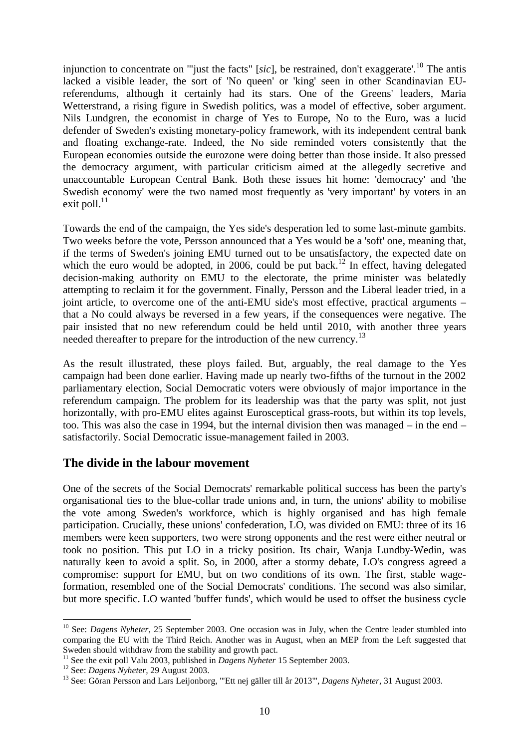injunction to concentrate on '"just the facts" [*sic*], be restrained, don't exaggerate'.[10] The antis lacked a visible leader, the sort of 'No queen' or 'king' seen in other Scandinavian EU-referendums, although it certainly had its stars. One of the Greens' leaders, Maria Wetterstrand, a rising figure in Swedish politics, was a model of effective, sober argument. Nils Lundgren, the economist in charge of Yes to Europe, No to the Euro, was a lucid defender of Sweden's existing monetary-policy framework, with its independent central bank and floating exchange-rate. Indeed, the No side reminded voters consistently that the European economies outside the eurozone were doing better than those inside. It also pressed the democracy argument, with particular criticism aimed at the allegedly secretive and unaccountable European Central Bank. Both these issues hit home: 'democracy' and 'the Swedish economy' were the two named most frequently as 'very important' by voters in an exit poll.[11]

Towards the end of the campaign, the Yes side's desperation led to some last-minute gambits. Two weeks before the vote, Persson announced that a Yes would be a 'soft' one, meaning that, if the terms of Sweden's joining EMU turned out to be unsatisfactory, the expected date on which the euro would be adopted, in 2006, could be put back.[12] In effect, having delegated decision-making authority on EMU to the electorate, the prime minister was belatedly attempting to reclaim it for the government. Finally, Persson and the Liberal leader tried, in a joint article, to overcome one of the anti-EMU side's most effective, practical arguments – that a No could always be reversed in a few years, if the consequences were negative. The pair insisted that no new referendum could be held until 2010, with another three years needed thereafter to prepare for the introduction of the new currency.[13]

As the result illustrated, these ploys failed. But, arguably, the real damage to the Yes campaign had been done earlier. Having made up nearly two-fifths of the turnout in the 2002 parliamentary election, Social Democratic voters were obviously of major importance in the referendum campaign. The problem for its leadership was that the party was split, not just horizontally, with pro-EMU elites against Eurosceptical grass-roots, but within its top levels, too. This was also the case in 1994, but the internal division then was managed – in the end – satisfactorily. Social Democratic issue-management failed in 2003.

## The divide in the labour movement

One of the secrets of the Social Democrats' remarkable political success has been the party's organisational ties to the blue-collar trade unions and, in turn, the unions' ability to mobilise the vote among Sweden's workforce, which is highly organised and has high female participation. Crucially, these unions' confederation, LO, was divided on EMU: three of its 16 members were keen supporters, two were strong opponents and the rest were either neutral or took no position. This put LO in a tricky position. Its chair, Wanja Lundby-Wedin, was naturally keen to avoid a split. So, in 2000, after a stormy debate, LO's congress agreed a compromise: support for EMU, but on two conditions of its own. The first, stable wage-formation, resembled one of the Social Democrats' conditions. The second was also similar, but more specific. LO wanted 'buffer funds', which would be used to offset the business cycle

---

[10] See: *Dagens Nyheter*, 25 September 2003. One occasion was in July, when the Centre leader stumbled into comparing the EU with the Third Reich. Another was in August, when an MEP from the Left suggested that Sweden should withdraw from the stability and growth pact.

[11] See the exit poll Valu 2003, published in *Dagens Nyheter* 15 September 2003.

[12] See: *Dagens Nyheter*, 29 August 2003.

[13] See: Göran Persson and Lars Leijonborg, '"Ett nej gäller till år 2013"', *Dagens Nyheter*, 31 August 2003.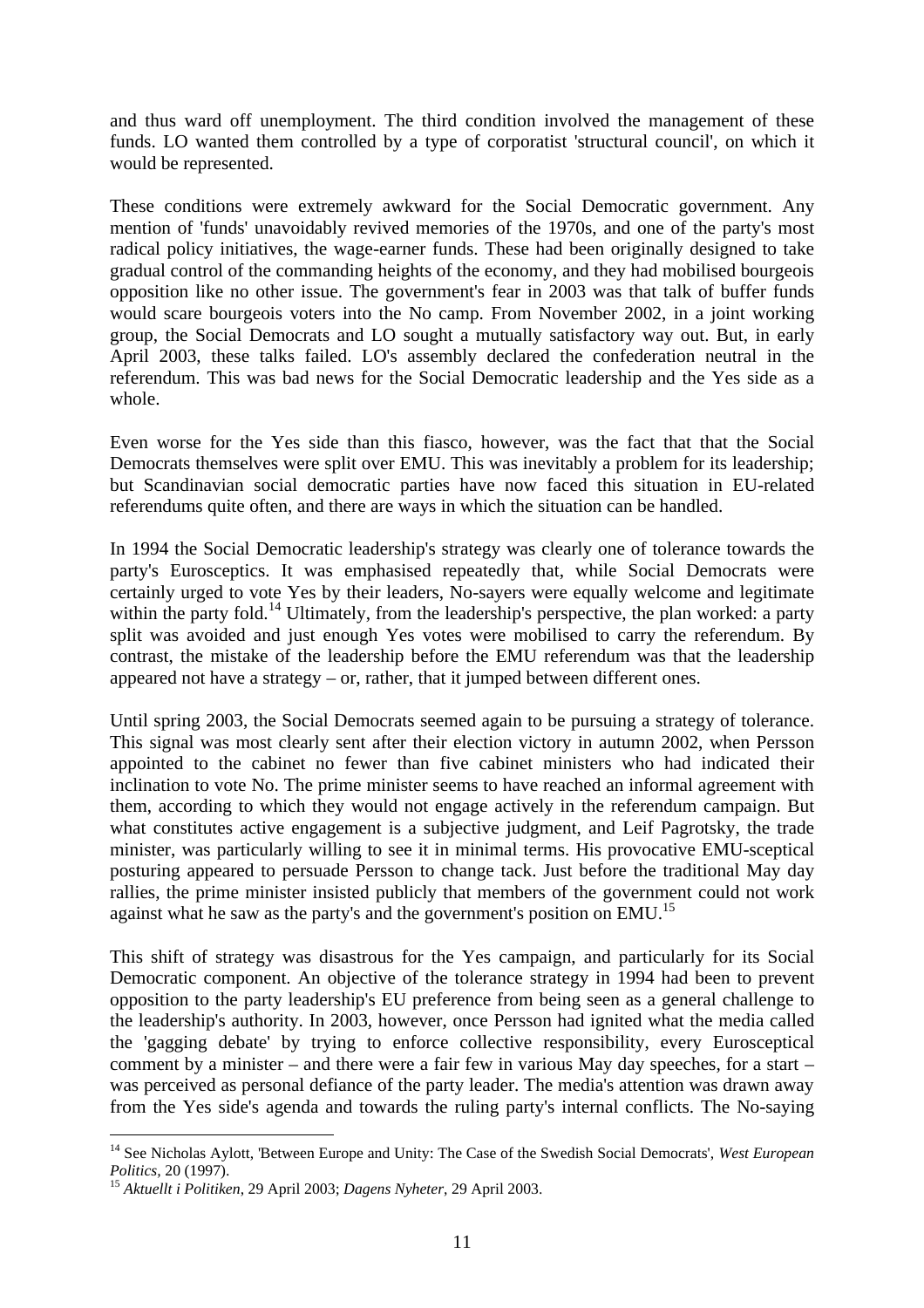and thus ward off unemployment. The third condition involved the management of these funds. LO wanted them controlled by a type of corporatist 'structural council', on which it would be represented.

These conditions were extremely awkward for the Social Democratic government. Any mention of 'funds' unavoidably revived memories of the 1970s, and one of the party's most radical policy initiatives, the wage-earner funds. These had been originally designed to take gradual control of the commanding heights of the economy, and they had mobilised bourgeois opposition like no other issue. The government's fear in 2003 was that talk of buffer funds would scare bourgeois voters into the No camp. From November 2002, in a joint working group, the Social Democrats and LO sought a mutually satisfactory way out. But, in early April 2003, these talks failed. LO's assembly declared the confederation neutral in the referendum. This was bad news for the Social Democratic leadership and the Yes side as a whole.

Even worse for the Yes side than this fiasco, however, was the fact that that the Social Democrats themselves were split over EMU. This was inevitably a problem for its leadership; but Scandinavian social democratic parties have now faced this situation in EU-related referendums quite often, and there are ways in which the situation can be handled.

In 1994 the Social Democratic leadership's strategy was clearly one of tolerance towards the party's Eurosceptics. It was emphasised repeatedly that, while Social Democrats were certainly urged to vote Yes by their leaders, No-sayers were equally welcome and legitimate within the party fold.[14] Ultimately, from the leadership's perspective, the plan worked: a party split was avoided and just enough Yes votes were mobilised to carry the referendum. By contrast, the mistake of the leadership before the EMU referendum was that the leadership appeared not have a strategy – or, rather, that it jumped between different ones.

Until spring 2003, the Social Democrats seemed again to be pursuing a strategy of tolerance. This signal was most clearly sent after their election victory in autumn 2002, when Persson appointed to the cabinet no fewer than five cabinet ministers who had indicated their inclination to vote No. The prime minister seems to have reached an informal agreement with them, according to which they would not engage actively in the referendum campaign. But what constitutes active engagement is a subjective judgment, and Leif Pagrotsky, the trade minister, was particularly willing to see it in minimal terms. His provocative EMU-sceptical posturing appeared to persuade Persson to change tack. Just before the traditional May day rallies, the prime minister insisted publicly that members of the government could not work against what he saw as the party's and the government's position on EMU.[15]

This shift of strategy was disastrous for the Yes campaign, and particularly for its Social Democratic component. An objective of the tolerance strategy in 1994 had been to prevent opposition to the party leadership's EU preference from being seen as a general challenge to the leadership's authority. In 2003, however, once Persson had ignited what the media called the 'gagging debate' by trying to enforce collective responsibility, every Eurosceptical comment by a minister – and there were a fair few in various May day speeches, for a start – was perceived as personal defiance of the party leader. The media's attention was drawn away from the Yes side's agenda and towards the ruling party's internal conflicts. The No-saying

---

[14] See Nicholas Aylott, 'Between Europe and Unity: The Case of the Swedish Social Democrats', *West European Politics*, 20 (1997).

[15] *Aktuellt i Politiken*, 29 April 2003; *Dagens Nyheter*, 29 April 2003.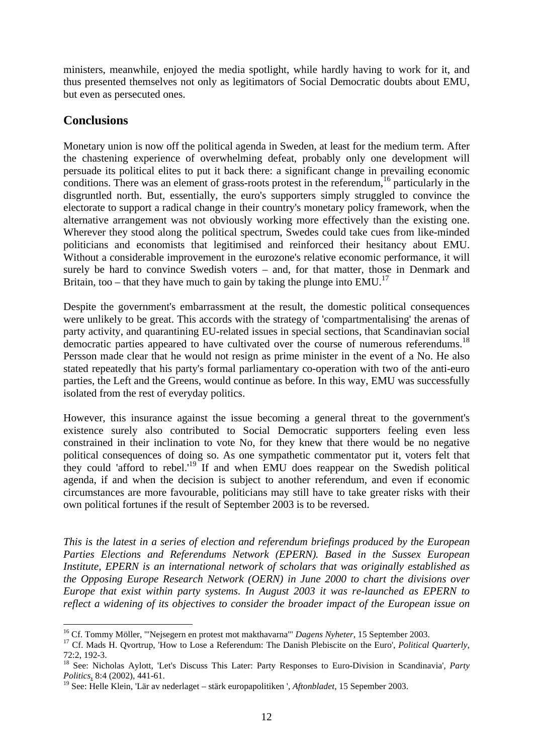ministers, meanwhile, enjoyed the media spotlight, while hardly having to work for it, and thus presented themselves not only as legitimators of Social Democratic doubts about EMU, but even as persecuted ones.

## Conclusions

Monetary union is now off the political agenda in Sweden, at least for the medium term. After the chastening experience of overwhelming defeat, probably only one development will persuade its political elites to put it back there: a significant change in prevailing economic conditions. There was an element of grass-roots protest in the referendum,[16] particularly in the disgruntled north. But, essentially, the euro's supporters simply struggled to convince the electorate to support a radical change in their country's monetary policy framework, when the alternative arrangement was not obviously working more effectively than the existing one. Wherever they stood along the political spectrum, Swedes could take cues from like-minded politicians and economists that legitimised and reinforced their hesitancy about EMU. Without a considerable improvement in the eurozone's relative economic performance, it will surely be hard to convince Swedish voters – and, for that matter, those in Denmark and Britain, too – that they have much to gain by taking the plunge into EMU.[17]

Despite the government's embarrassment at the result, the domestic political consequences were unlikely to be great. This accords with the strategy of 'compartmentalising' the arenas of party activity, and quarantining EU-related issues in special sections, that Scandinavian social democratic parties appeared to have cultivated over the course of numerous referendums.[18] Persson made clear that he would not resign as prime minister in the event of a No. He also stated repeatedly that his party's formal parliamentary co-operation with two of the anti-euro parties, the Left and the Greens, would continue as before. In this way, EMU was successfully isolated from the rest of everyday politics.

However, this insurance against the issue becoming a general threat to the government's existence surely also contributed to Social Democratic supporters feeling even less constrained in their inclination to vote No, for they knew that there would be no negative political consequences of doing so. As one sympathetic commentator put it, voters felt that they could 'afford to rebel.'[19] If and when EMU does reappear on the Swedish political agenda, if and when the decision is subject to another referendum, and even if economic circumstances are more favourable, politicians may still have to take greater risks with their own political fortunes if the result of September 2003 is to be reversed.

*This is the latest in a series of election and referendum briefings produced by the European Parties Elections and Referendums Network (EPERN). Based in the Sussex European Institute, EPERN is an international network of scholars that was originally established as the Opposing Europe Research Network (OERN) in June 2000 to chart the divisions over Europe that exist within party systems. In August 2003 it was re-launched as EPERN to reflect a widening of its objectives to consider the broader impact of the European issue on*

---

[16] Cf. Tommy Möller, '"Nejsegern en protest mot makthavarna"' *Dagens Nyheter*, 15 September 2003.

[17] Cf. Mads H. Qvortrup, 'How to Lose a Referendum: The Danish Plebiscite on the Euro', *Political Quarterly*, 72:2, 192-3.

[18] See: Nicholas Aylott, 'Let's Discuss This Later: Party Responses to Euro-Division in Scandinavia', *Party Politics*, 8:4 (2002), 441-61.

[19] See: Helle Klein, 'Lär av nederlaget – stärk europapolitiken ', *Aftonbladet*, 15 Sepember 2003.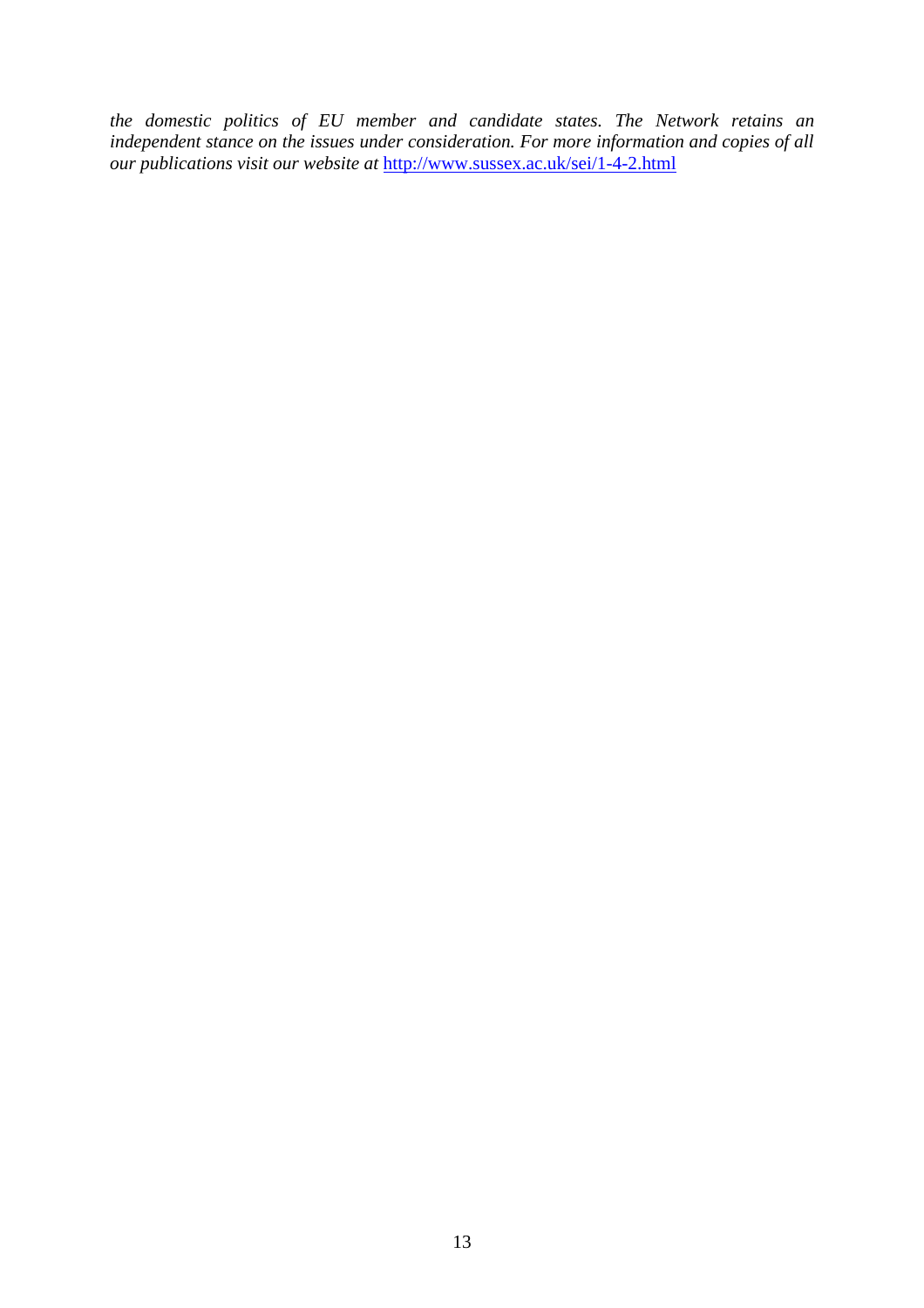*the domestic politics of EU member and candidate states. The Network retains an independent stance on the issues under consideration. For more information and copies of all our publications visit our website at* http://www.sussex.ac.uk/sei/1-4-2.html